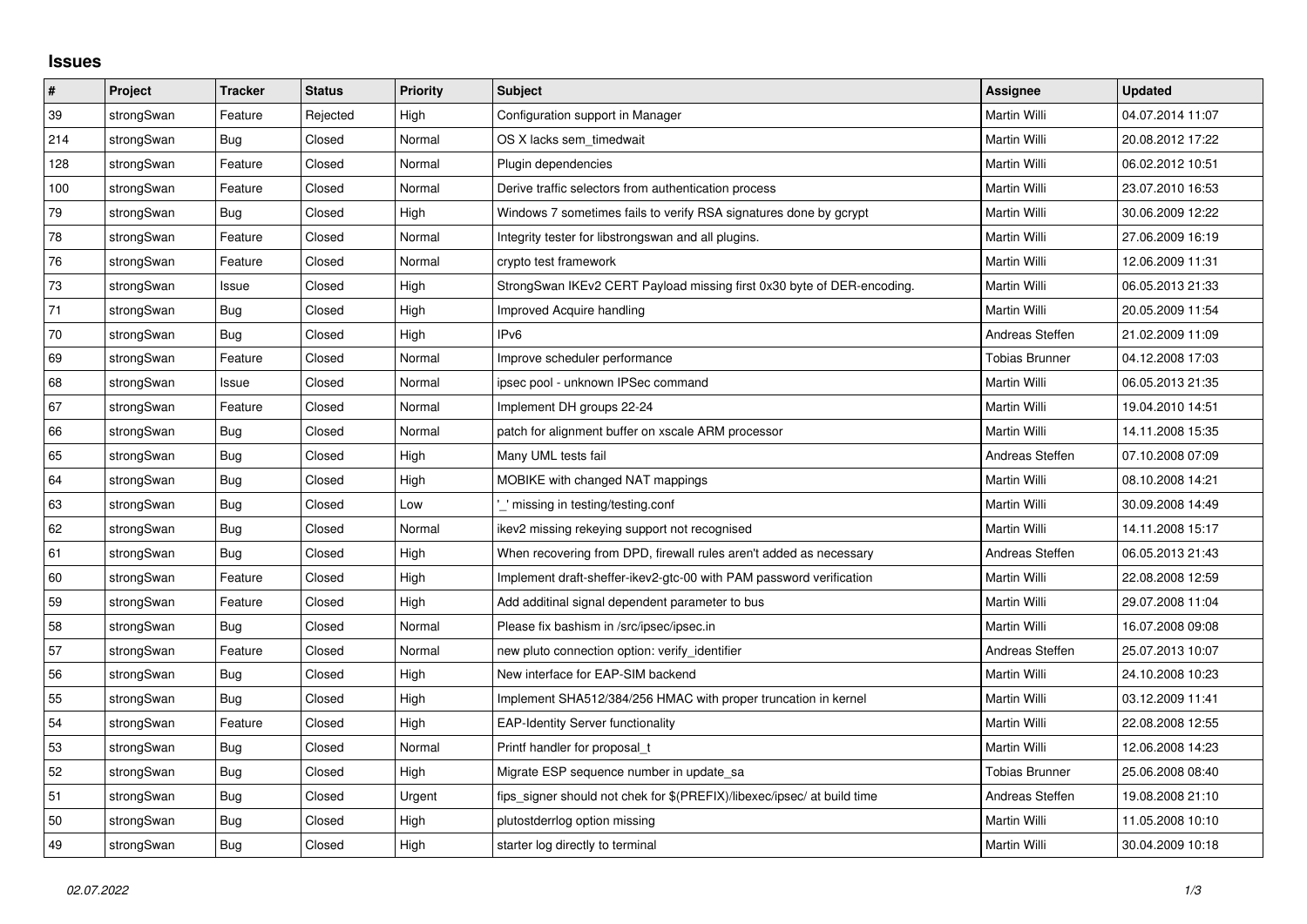## Issues

| # | Project | Tracker | Status | Priority | Subject | Assignee | Updated |
|---|---|---|---|---|---|---|---|
| 39 | strongSwan | Feature | Rejected | High | Configuration support in Manager | Martin Willi | 04.07.2014 11:07 |
| 214 | strongSwan | Bug | Closed | Normal | OS X lacks sem_timedwait | Martin Willi | 20.08.2012 17:22 |
| 128 | strongSwan | Feature | Closed | Normal | Plugin dependencies | Martin Willi | 06.02.2012 10:51 |
| 100 | strongSwan | Feature | Closed | Normal | Derive traffic selectors from authentication process | Martin Willi | 23.07.2010 16:53 |
| 79 | strongSwan | Bug | Closed | High | Windows 7 sometimes fails to verify RSA signatures done by gcrypt | Martin Willi | 30.06.2009 12:22 |
| 78 | strongSwan | Feature | Closed | Normal | Integrity tester for libstrongswan and all plugins. | Martin Willi | 27.06.2009 16:19 |
| 76 | strongSwan | Feature | Closed | Normal | crypto test framework | Martin Willi | 12.06.2009 11:31 |
| 73 | strongSwan | Issue | Closed | High | StrongSwan IKEv2 CERT Payload missing first 0x30 byte of DER-encoding. | Martin Willi | 06.05.2013 21:33 |
| 71 | strongSwan | Bug | Closed | High | Improved Acquire handling | Martin Willi | 20.05.2009 11:54 |
| 70 | strongSwan | Bug | Closed | High | IPv6 | Andreas Steffen | 21.02.2009 11:09 |
| 69 | strongSwan | Feature | Closed | Normal | Improve scheduler performance | Tobias Brunner | 04.12.2008 17:03 |
| 68 | strongSwan | Issue | Closed | Normal | ipsec pool - unknown IPSec command | Martin Willi | 06.05.2013 21:35 |
| 67 | strongSwan | Feature | Closed | Normal | Implement DH groups 22-24 | Martin Willi | 19.04.2010 14:51 |
| 66 | strongSwan | Bug | Closed | Normal | patch for alignment buffer on xscale ARM processor | Martin Willi | 14.11.2008 15:35 |
| 65 | strongSwan | Bug | Closed | High | Many UML tests fail | Andreas Steffen | 07.10.2008 07:09 |
| 64 | strongSwan | Bug | Closed | High | MOBIKE with changed NAT mappings | Martin Willi | 08.10.2008 14:21 |
| 63 | strongSwan | Bug | Closed | Low | '_' missing in testing/testing.conf | Martin Willi | 30.09.2008 14:49 |
| 62 | strongSwan | Bug | Closed | Normal | ikev2 missing rekeying support not recognised | Martin Willi | 14.11.2008 15:17 |
| 61 | strongSwan | Bug | Closed | High | When recovering from DPD, firewall rules aren't added as necessary | Andreas Steffen | 06.05.2013 21:43 |
| 60 | strongSwan | Feature | Closed | High | Implement draft-sheffer-ikev2-gtc-00 with PAM password verification | Martin Willi | 22.08.2008 12:59 |
| 59 | strongSwan | Feature | Closed | High | Add additinal signal dependent parameter to bus | Martin Willi | 29.07.2008 11:04 |
| 58 | strongSwan | Bug | Closed | Normal | Please fix bashism in /src/ipsec/ipsec.in | Martin Willi | 16.07.2008 09:08 |
| 57 | strongSwan | Feature | Closed | Normal | new pluto connection option: verify_identifier | Andreas Steffen | 25.07.2013 10:07 |
| 56 | strongSwan | Bug | Closed | High | New interface for EAP-SIM backend | Martin Willi | 24.10.2008 10:23 |
| 55 | strongSwan | Bug | Closed | High | Implement SHA512/384/256 HMAC with proper truncation in kernel | Martin Willi | 03.12.2009 11:41 |
| 54 | strongSwan | Feature | Closed | High | EAP-Identity Server functionality | Martin Willi | 22.08.2008 12:55 |
| 53 | strongSwan | Bug | Closed | Normal | Printf handler for proposal_t | Martin Willi | 12.06.2008 14:23 |
| 52 | strongSwan | Bug | Closed | High | Migrate ESP sequence number in update_sa | Tobias Brunner | 25.06.2008 08:40 |
| 51 | strongSwan | Bug | Closed | Urgent | fips_signer should not chek for $(PREFIX)/libexec/ipsec/ at build time | Andreas Steffen | 19.08.2008 21:10 |
| 50 | strongSwan | Bug | Closed | High | plutostderrlog option missing | Martin Willi | 11.05.2008 10:10 |
| 49 | strongSwan | Bug | Closed | High | starter log directly to terminal | Martin Willi | 30.04.2009 10:18 |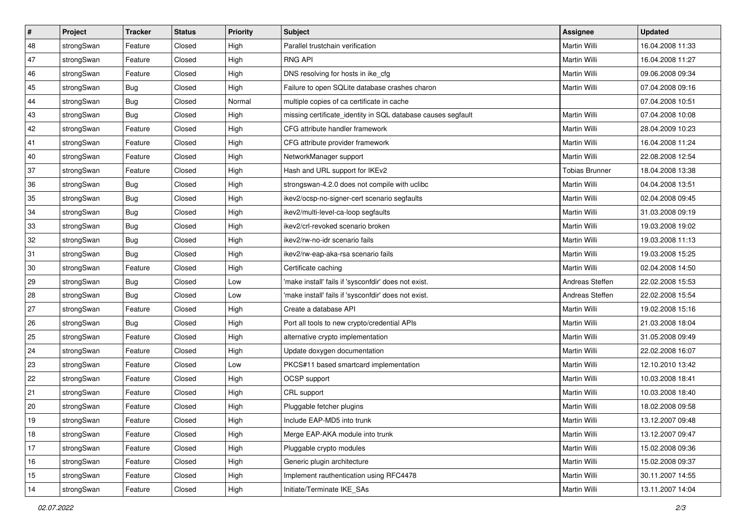| # | Project | Tracker | Status | Priority | Subject | Assignee | Updated |
|---|---|---|---|---|---|---|---|
| 48 | strongSwan | Feature | Closed | High | Parallel trustchain verification | Martin Willi | 16.04.2008 11:33 |
| 47 | strongSwan | Feature | Closed | High | RNG API | Martin Willi | 16.04.2008 11:27 |
| 46 | strongSwan | Feature | Closed | High | DNS resolving for hosts in ike_cfg | Martin Willi | 09.06.2008 09:34 |
| 45 | strongSwan | Bug | Closed | High | Failure to open SQLite database crashes charon | Martin Willi | 07.04.2008 09:16 |
| 44 | strongSwan | Bug | Closed | Normal | multiple copies of ca certificate in cache | | 07.04.2008 10:51 |
| 43 | strongSwan | Bug | Closed | High | missing certificate_identity in SQL database causes segfault | Martin Willi | 07.04.2008 10:08 |
| 42 | strongSwan | Feature | Closed | High | CFG attribute handler framework | Martin Willi | 28.04.2009 10:23 |
| 41 | strongSwan | Feature | Closed | High | CFG attribute provider framework | Martin Willi | 16.04.2008 11:24 |
| 40 | strongSwan | Feature | Closed | High | NetworkManager support | Martin Willi | 22.08.2008 12:54 |
| 37 | strongSwan | Feature | Closed | High | Hash and URL support for IKEv2 | Tobias Brunner | 18.04.2008 13:38 |
| 36 | strongSwan | Bug | Closed | High | strongswan-4.2.0 does not compile with uclibc | Martin Willi | 04.04.2008 13:51 |
| 35 | strongSwan | Bug | Closed | High | ikev2/ocsp-no-signer-cert scenario segfaults | Martin Willi | 02.04.2008 09:45 |
| 34 | strongSwan | Bug | Closed | High | ikev2/multi-level-ca-loop segfaults | Martin Willi | 31.03.2008 09:19 |
| 33 | strongSwan | Bug | Closed | High | ikev2/crl-revoked scenario broken | Martin Willi | 19.03.2008 19:02 |
| 32 | strongSwan | Bug | Closed | High | ikev2/rw-no-idr scenario fails | Martin Willi | 19.03.2008 11:13 |
| 31 | strongSwan | Bug | Closed | High | ikev2/rw-eap-aka-rsa scenario fails | Martin Willi | 19.03.2008 15:25 |
| 30 | strongSwan | Feature | Closed | High | Certificate caching | Martin Willi | 02.04.2008 14:50 |
| 29 | strongSwan | Bug | Closed | Low | 'make install' fails if 'sysconfdir' does not exist. | Andreas Steffen | 22.02.2008 15:53 |
| 28 | strongSwan | Bug | Closed | Low | 'make install' fails if 'sysconfdir' does not exist. | Andreas Steffen | 22.02.2008 15:54 |
| 27 | strongSwan | Feature | Closed | High | Create a database API | Martin Willi | 19.02.2008 15:16 |
| 26 | strongSwan | Bug | Closed | High | Port all tools to new crypto/credential APIs | Martin Willi | 21.03.2008 18:04 |
| 25 | strongSwan | Feature | Closed | High | alternative crypto implementation | Martin Willi | 31.05.2008 09:49 |
| 24 | strongSwan | Feature | Closed | High | Update doxygen documentation | Martin Willi | 22.02.2008 16:07 |
| 23 | strongSwan | Feature | Closed | Low | PKCS#11 based smartcard implementation | Martin Willi | 12.10.2010 13:42 |
| 22 | strongSwan | Feature | Closed | High | OCSP support | Martin Willi | 10.03.2008 18:41 |
| 21 | strongSwan | Feature | Closed | High | CRL support | Martin Willi | 10.03.2008 18:40 |
| 20 | strongSwan | Feature | Closed | High | Pluggable fetcher plugins | Martin Willi | 18.02.2008 09:58 |
| 19 | strongSwan | Feature | Closed | High | Include EAP-MD5 into trunk | Martin Willi | 13.12.2007 09:48 |
| 18 | strongSwan | Feature | Closed | High | Merge EAP-AKA module into trunk | Martin Willi | 13.12.2007 09:47 |
| 17 | strongSwan | Feature | Closed | High | Pluggable crypto modules | Martin Willi | 15.02.2008 09:36 |
| 16 | strongSwan | Feature | Closed | High | Generic plugin architecture | Martin Willi | 15.02.2008 09:37 |
| 15 | strongSwan | Feature | Closed | High | Implement rauthentication using RFC4478 | Martin Willi | 30.11.2007 14:55 |
| 14 | strongSwan | Feature | Closed | High | Initiate/Terminate IKE_SAs | Martin Willi | 13.11.2007 14:04 |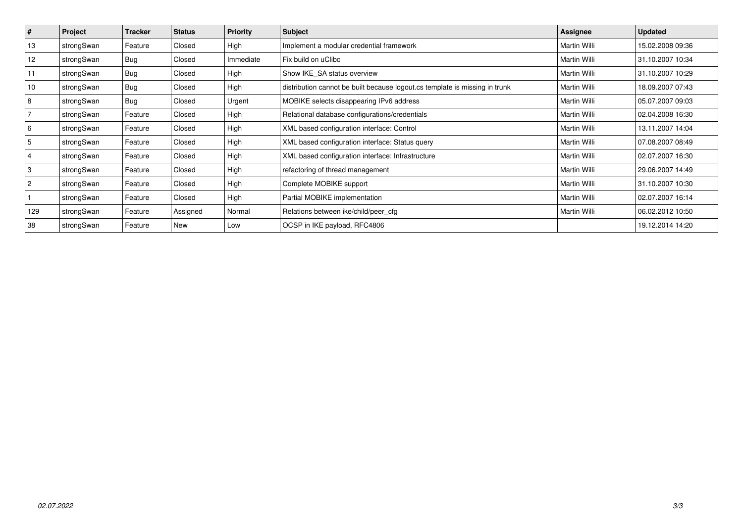| # | Project | Tracker | Status | Priority | Subject | Assignee | Updated |
|---|---|---|---|---|---|---|---|
| 13 | strongSwan | Feature | Closed | High | Implement a modular credential framework | Martin Willi | 15.02.2008 09:36 |
| 12 | strongSwan | Bug | Closed | Immediate | Fix build on uClibc | Martin Willi | 31.10.2007 10:34 |
| 11 | strongSwan | Bug | Closed | High | Show IKE_SA status overview | Martin Willi | 31.10.2007 10:29 |
| 10 | strongSwan | Bug | Closed | High | distribution cannot be built because logout.cs template is missing in trunk | Martin Willi | 18.09.2007 07:43 |
| 8 | strongSwan | Bug | Closed | Urgent | MOBIKE selects disappearing IPv6 address | Martin Willi | 05.07.2007 09:03 |
| 7 | strongSwan | Feature | Closed | High | Relational database configurations/credentials | Martin Willi | 02.04.2008 16:30 |
| 6 | strongSwan | Feature | Closed | High | XML based configuration interface: Control | Martin Willi | 13.11.2007 14:04 |
| 5 | strongSwan | Feature | Closed | High | XML based configuration interface: Status query | Martin Willi | 07.08.2007 08:49 |
| 4 | strongSwan | Feature | Closed | High | XML based configuration interface: Infrastructure | Martin Willi | 02.07.2007 16:30 |
| 3 | strongSwan | Feature | Closed | High | refactoring of thread management | Martin Willi | 29.06.2007 14:49 |
| 2 | strongSwan | Feature | Closed | High | Complete MOBIKE support | Martin Willi | 31.10.2007 10:30 |
| 1 | strongSwan | Feature | Closed | High | Partial MOBIKE implementation | Martin Willi | 02.07.2007 16:14 |
| 129 | strongSwan | Feature | Assigned | Normal | Relations between ike/child/peer_cfg | Martin Willi | 06.02.2012 10:50 |
| 38 | strongSwan | Feature | New | Low | OCSP in IKE payload, RFC4806 | | 19.12.2014 14:20 |

*02.07.2022*